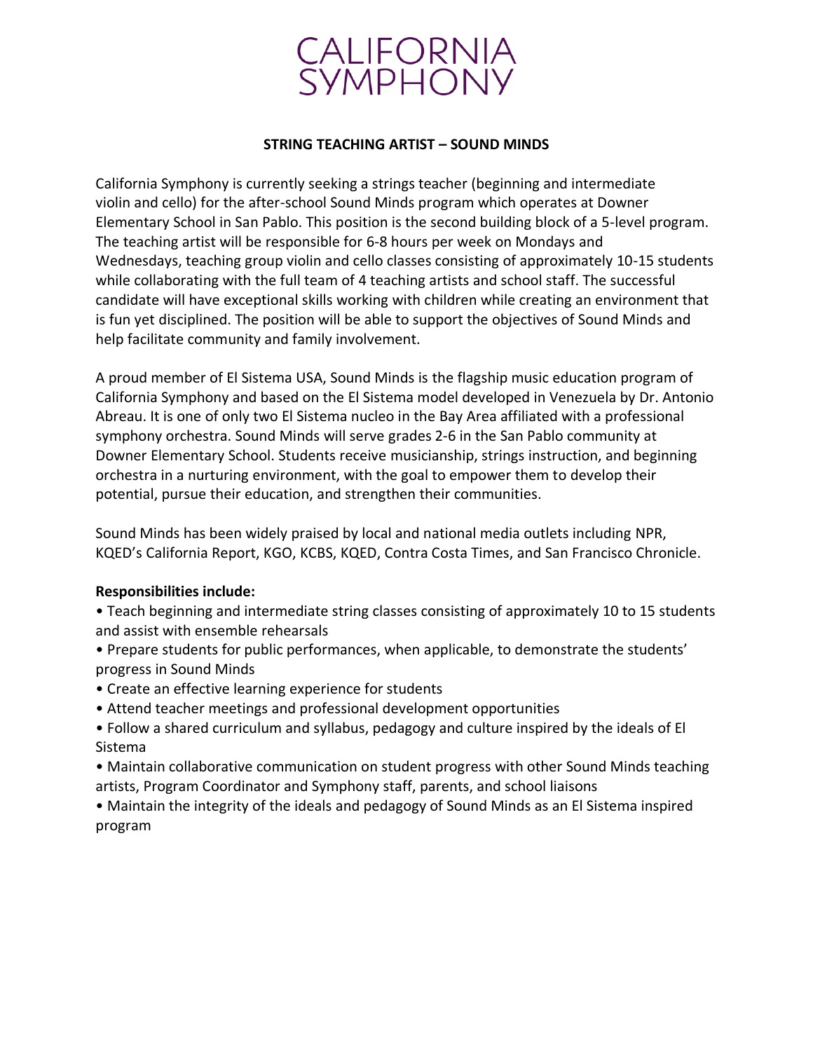# CALIFORNIA SYMPHONY

## STRING TEACHING ARTIST – SOUND MINDS

California Symphony is currently seeking a strings teacher (beginning and intermediate violin and cello) for the after-school Sound Minds program which operates at Downer Elementary School in San Pablo. This position is the second building block of a 5-level program. The teaching artist will be responsible for 6-8 hours per week on Mondays and Wednesdays, teaching group violin and cello classes consisting of approximately 10-15 students while collaborating with the full team of 4 teaching artists and school staff. The successful candidate will have exceptional skills working with children while creating an environment that is fun yet disciplined. The position will be able to support the objectives of Sound Minds and help facilitate community and family involvement.

A proud member of El Sistema USA, Sound Minds is the flagship music education program of California Symphony and based on the El Sistema model developed in Venezuela by Dr. Antonio Abreau. It is one of only two El Sistema nucleo in the Bay Area affiliated with a professional symphony orchestra. Sound Minds will serve grades 2-6 in the San Pablo community at Downer Elementary School. Students receive musicianship, strings instruction, and beginning orchestra in a nurturing environment, with the goal to empower them to develop their potential, pursue their education, and strengthen their communities.

Sound Minds has been widely praised by local and national media outlets including NPR, KQED's California Report, KGO, KCBS, KQED, Contra Costa Times, and San Francisco Chronicle.

**Responsibilities include:**

- Teach beginning and intermediate string classes consisting of approximately 10 to 15 students and assist with ensemble rehearsals
- Prepare students for public performances, when applicable, to demonstrate the students' progress in Sound Minds
- Create an effective learning experience for students
- Attend teacher meetings and professional development opportunities
- Follow a shared curriculum and syllabus, pedagogy and culture inspired by the ideals of El Sistema
- Maintain collaborative communication on student progress with other Sound Minds teaching artists, Program Coordinator and Symphony staff, parents, and school liaisons
- Maintain the integrity of the ideals and pedagogy of Sound Minds as an El Sistema inspired program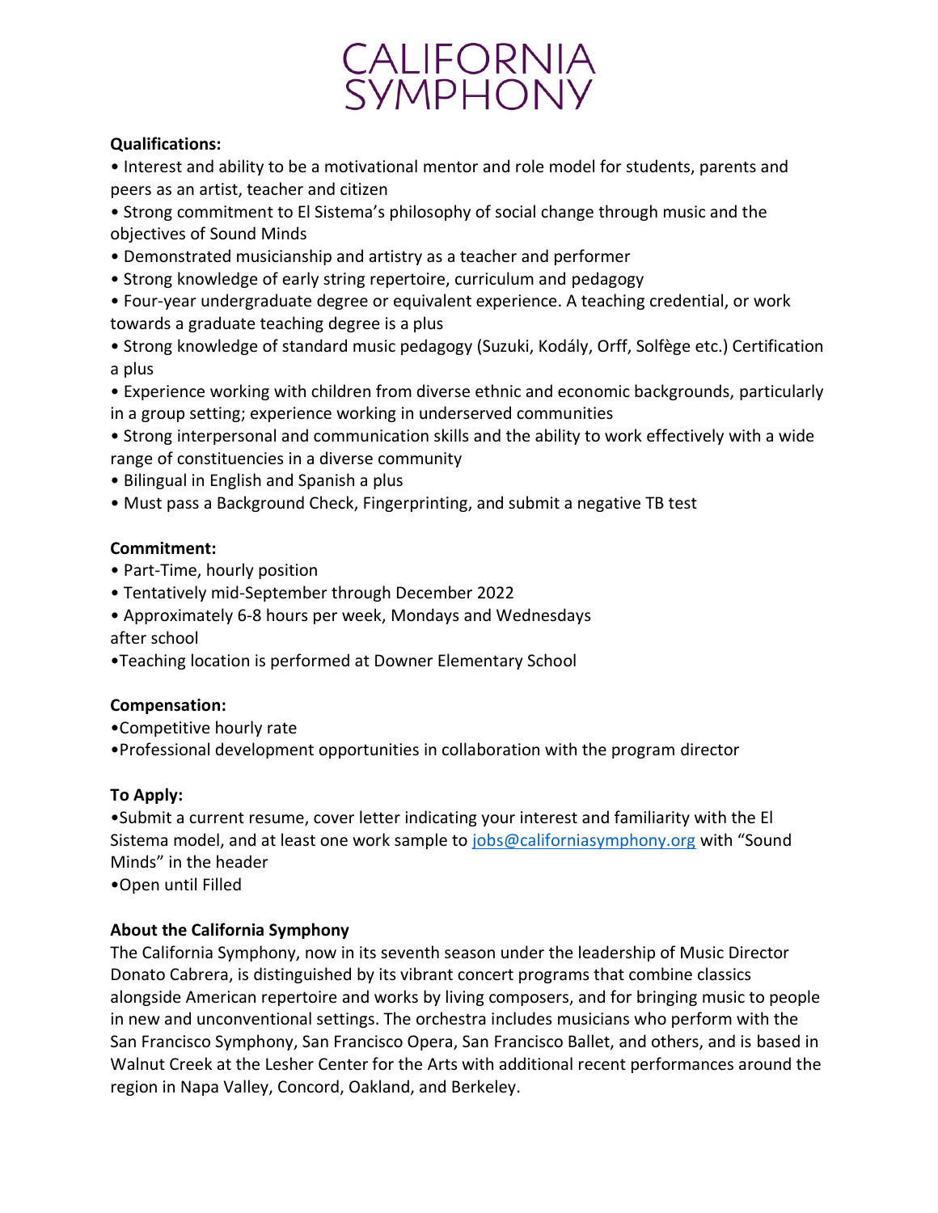**Qualifications:**

- Interest and ability to be a motivational mentor and role model for students, parents and peers as an artist, teacher and citizen
- Strong commitment to El Sistema's philosophy of social change through music and the objectives of Sound Minds
- Demonstrated musicianship and artistry as a teacher and performer
- Strong knowledge of early string repertoire, curriculum and pedagogy
- Four-year undergraduate degree or equivalent experience. A teaching credential, or work towards a graduate teaching degree is a plus
- Strong knowledge of standard music pedagogy (Suzuki, Kodály, Orff, Solfège etc.) Certification a plus
- Experience working with children from diverse ethnic and economic backgrounds, particularly in a group setting; experience working in underserved communities
- Strong interpersonal and communication skills and the ability to work effectively with a wide range of constituencies in a diverse community
- Bilingual in English and Spanish a plus
- Must pass a Background Check, Fingerprinting, and submit a negative TB test

**Commitment:**

- Part-Time, hourly position
- Tentatively mid-September through December 2022
- Approximately 6-8 hours per week, Mondays and Wednesdays after school
- Teaching location is performed at Downer Elementary School

**Compensation:**

- Competitive hourly rate
- Professional development opportunities in collaboration with the program director

**To Apply:**

- Submit a current resume, cover letter indicating your interest and familiarity with the El Sistema model, and at least one work sample to jobs@californiasymphony.org with "Sound Minds" in the header
- Open until Filled

**About the California Symphony**

The California Symphony, now in its seventh season under the leadership of Music Director Donato Cabrera, is distinguished by its vibrant concert programs that combine classics alongside American repertoire and works by living composers, and for bringing music to people in new and unconventional settings. The orchestra includes musicians who perform with the San Francisco Symphony, San Francisco Opera, San Francisco Ballet, and others, and is based in Walnut Creek at the Lesher Center for the Arts with additional recent performances around the region in Napa Valley, Concord, Oakland, and Berkeley.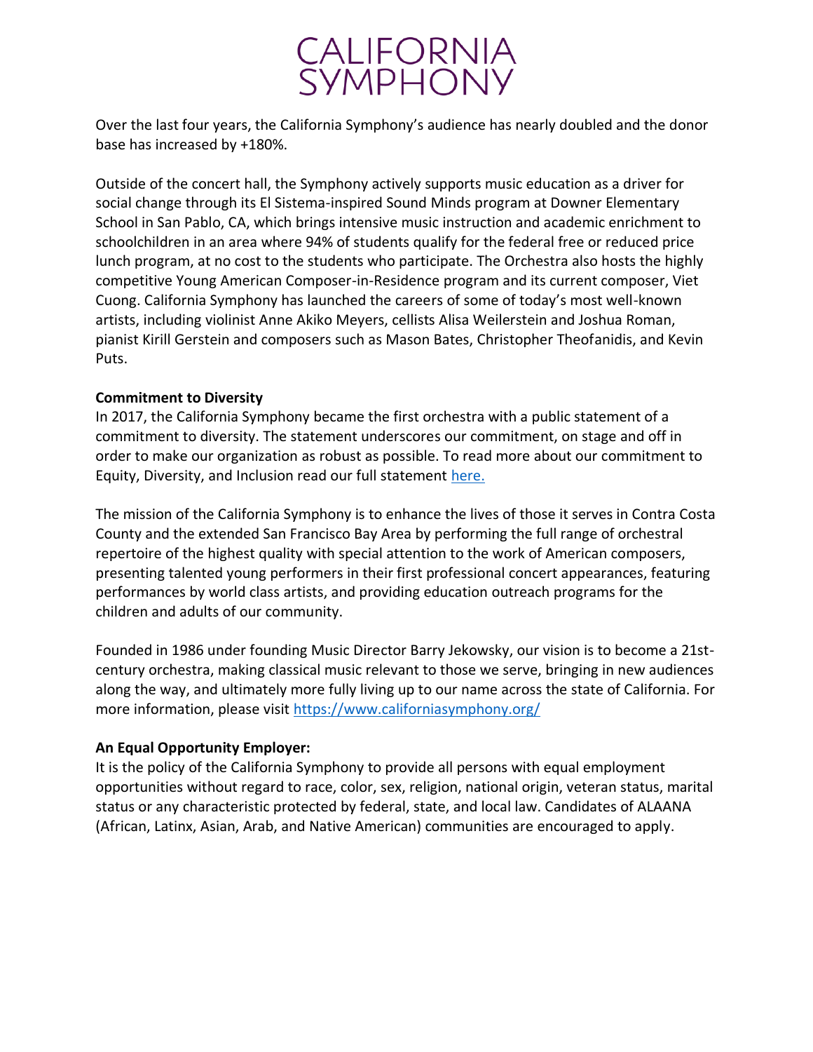# CALIFORNIA SYMPHONY

Over the last four years, the California Symphony's audience has nearly doubled and the donor base has increased by +180%.

Outside of the concert hall, the Symphony actively supports music education as a driver for social change through its El Sistema-inspired Sound Minds program at Downer Elementary School in San Pablo, CA, which brings intensive music instruction and academic enrichment to schoolchildren in an area where 94% of students qualify for the federal free or reduced price lunch program, at no cost to the students who participate. The Orchestra also hosts the highly competitive Young American Composer-in-Residence program and its current composer, Viet Cuong. California Symphony has launched the careers of some of today's most well-known artists, including violinist Anne Akiko Meyers, cellists Alisa Weilerstein and Joshua Roman, pianist Kirill Gerstein and composers such as Mason Bates, Christopher Theofanidis, and Kevin Puts.

**Commitment to Diversity**
In 2017, the California Symphony became the first orchestra with a public statement of a commitment to diversity. The statement underscores our commitment, on stage and off in order to make our organization as robust as possible. To read more about our commitment to Equity, Diversity, and Inclusion read our full statement here.

The mission of the California Symphony is to enhance the lives of those it serves in Contra Costa County and the extended San Francisco Bay Area by performing the full range of orchestral repertoire of the highest quality with special attention to the work of American composers, presenting talented young performers in their first professional concert appearances, featuring performances by world class artists, and providing education outreach programs for the children and adults of our community.

Founded in 1986 under founding Music Director Barry Jekowsky, our vision is to become a 21st-century orchestra, making classical music relevant to those we serve, bringing in new audiences along the way, and ultimately more fully living up to our name across the state of California. For more information, please visit https://www.californiasymphony.org/

**An Equal Opportunity Employer:**
It is the policy of the California Symphony to provide all persons with equal employment opportunities without regard to race, color, sex, religion, national origin, veteran status, marital status or any characteristic protected by federal, state, and local law. Candidates of ALAANA (African, Latinx, Asian, Arab, and Native American) communities are encouraged to apply.